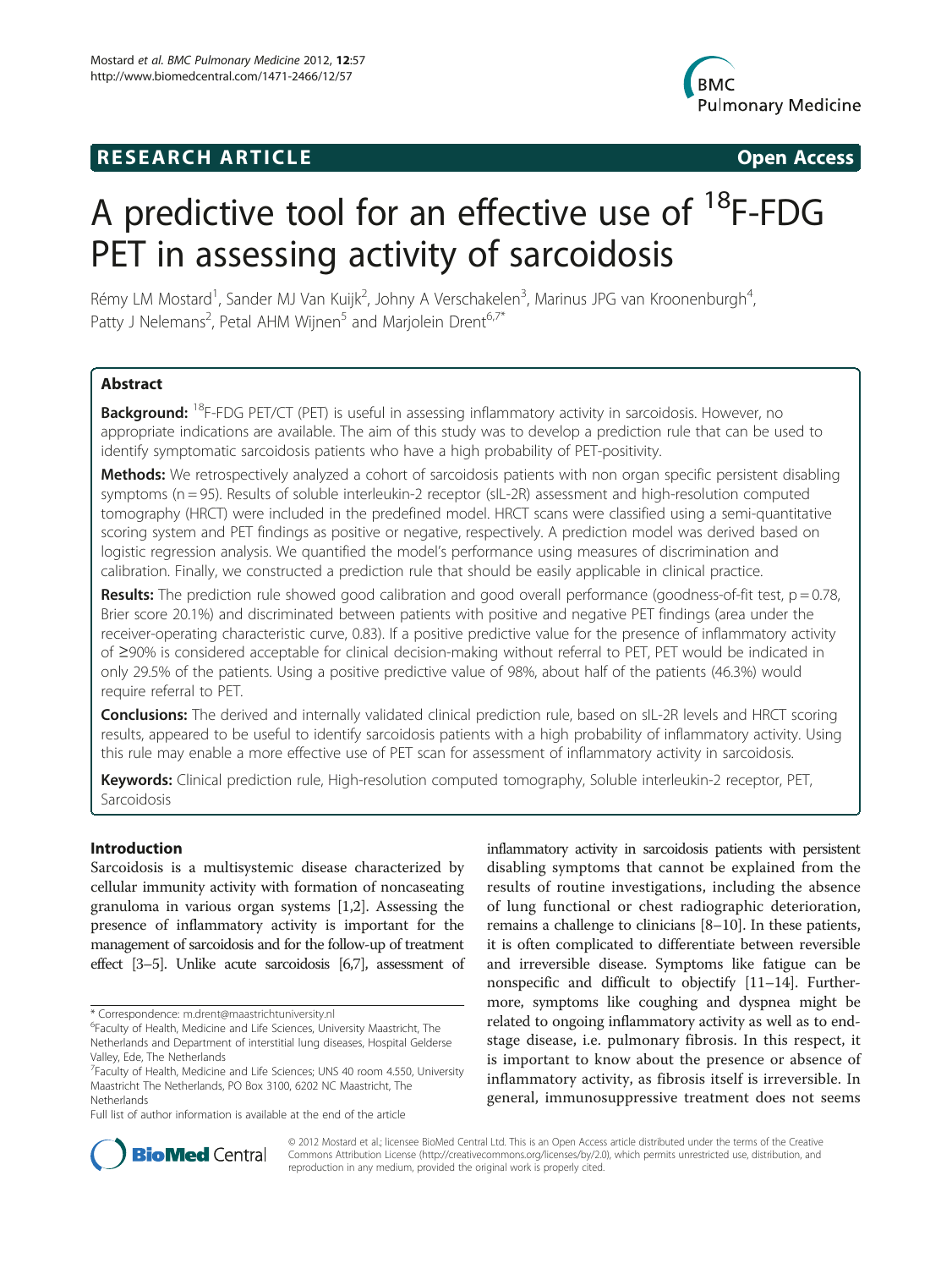**RESEARCH ARTICLE** **Open Access**

# A predictive tool for an effective use of $^{18}$F-FDG PET in assessing activity of sarcoidosis

Rémy LM Mostard[1], Sander MJ Van Kuijk[2], Johny A Verschakelen[3], Marinus JPG van Kroonenburgh[4], Patty J Nelemans[2], Petal AHM Wijnen[5] and Marjolein Drent[6,7*]

## Abstract

**Background:** $^{18}$F-FDG PET/CT (PET) is useful in assessing inflammatory activity in sarcoidosis. However, no appropriate indications are available. The aim of this study was to develop a prediction rule that can be used to identify symptomatic sarcoidosis patients who have a high probability of PET-positivity.

**Methods:** We retrospectively analyzed a cohort of sarcoidosis patients with non organ specific persistent disabling symptoms (n = 95). Results of soluble interleukin-2 receptor (sIL-2R) assessment and high-resolution computed tomography (HRCT) were included in the predefined model. HRCT scans were classified using a semi-quantitative scoring system and PET findings as positive or negative, respectively. A prediction model was derived based on logistic regression analysis. We quantified the model's performance using measures of discrimination and calibration. Finally, we constructed a prediction rule that should be easily applicable in clinical practice.

**Results:** The prediction rule showed good calibration and good overall performance (goodness-of-fit test, p = 0.78, Brier score 20.1%) and discriminated between patients with positive and negative PET findings (area under the receiver-operating characteristic curve, 0.83). If a positive predictive value for the presence of inflammatory activity of ≥90% is considered acceptable for clinical decision-making without referral to PET, PET would be indicated in only 29.5% of the patients. Using a positive predictive value of 98%, about half of the patients (46.3%) would require referral to PET.

**Conclusions:** The derived and internally validated clinical prediction rule, based on sIL-2R levels and HRCT scoring results, appeared to be useful to identify sarcoidosis patients with a high probability of inflammatory activity. Using this rule may enable a more effective use of PET scan for assessment of inflammatory activity in sarcoidosis.

**Keywords:** Clinical prediction rule, High-resolution computed tomography, Soluble interleukin-2 receptor, PET, Sarcoidosis

## Introduction

Sarcoidosis is a multisystemic disease characterized by cellular immunity activity with formation of noncaseating granuloma in various organ systems [1,2]. Assessing the presence of inflammatory activity is important for the management of sarcoidosis and for the follow-up of treatment effect [3–5]. Unlike acute sarcoidosis [6,7], assessment of inflammatory activity in sarcoidosis patients with persistent disabling symptoms that cannot be explained from the results of routine investigations, including the absence of lung functional or chest radiographic deterioration, remains a challenge to clinicians [8–10]. In these patients, it is often complicated to differentiate between reversible and irreversible disease. Symptoms like fatigue can be nonspecific and difficult to objectify [11–14]. Furthermore, symptoms like coughing and dyspnea might be related to ongoing inflammatory activity as well as to end-stage disease, i.e. pulmonary fibrosis. In this respect, it is important to know about the presence or absence of inflammatory activity, as fibrosis itself is irreversible. In general, immunosuppressive treatment does not seems

\* Correspondence: m.drent@maastrichtuniversity.nl
[6]Faculty of Health, Medicine and Life Sciences, University Maastricht, The Netherlands and Department of interstitial lung diseases, Hospital Gelderse Valley, Ede, The Netherlands
[7]Faculty of Health, Medicine and Life Sciences; UNS 40 room 4.550, University Maastricht The Netherlands, PO Box 3100, 6202 NC Maastricht, The Netherlands
Full list of author information is available at the end of the article

© 2012 Mostard et al.; licensee BioMed Central Ltd. This is an Open Access article distributed under the terms of the Creative Commons Attribution License (http://creativecommons.org/licenses/by/2.0), which permits unrestricted use, distribution, and reproduction in any medium, provided the original work is properly cited.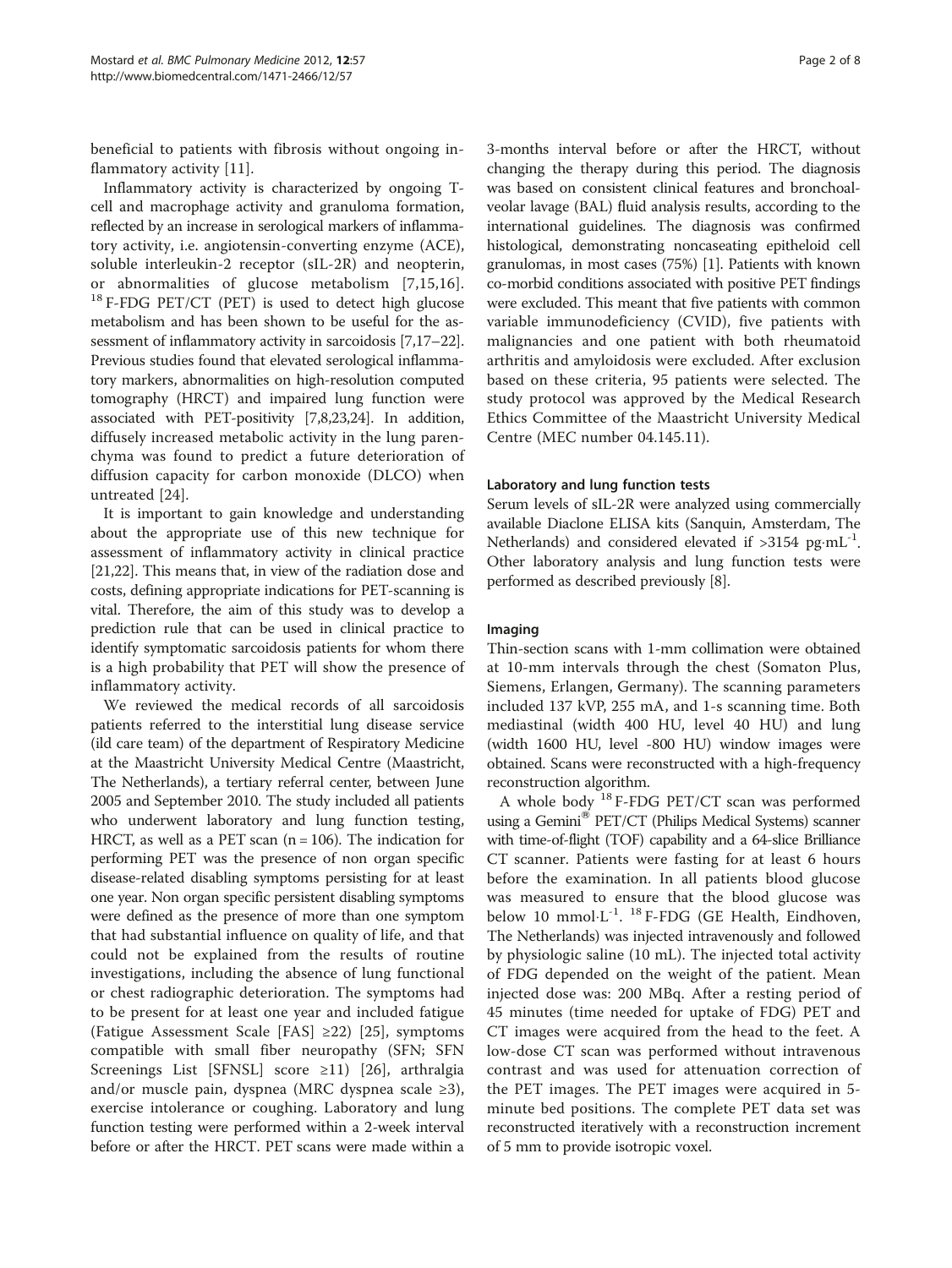beneficial to patients with fibrosis without ongoing inflammatory activity [11].

Inflammatory activity is characterized by ongoing T-cell and macrophage activity and granuloma formation, reflected by an increase in serological markers of inflammatory activity, i.e. angiotensin-converting enzyme (ACE), soluble interleukin-2 receptor (sIL-2R) and neopterin, or abnormalities of glucose metabolism [7,15,16]. $^{18}$F-FDG PET/CT (PET) is used to detect high glucose metabolism and has been shown to be useful for the assessment of inflammatory activity in sarcoidosis [7,17–22]. Previous studies found that elevated serological inflammatory markers, abnormalities on high-resolution computed tomography (HRCT) and impaired lung function were associated with PET-positivity [7,8,23,24]. In addition, diffusely increased metabolic activity in the lung parenchyma was found to predict a future deterioration of diffusion capacity for carbon monoxide (DLCO) when untreated [24].

It is important to gain knowledge and understanding about the appropriate use of this new technique for assessment of inflammatory activity in clinical practice [21,22]. This means that, in view of the radiation dose and costs, defining appropriate indications for PET-scanning is vital. Therefore, the aim of this study was to develop a prediction rule that can be used in clinical practice to identify symptomatic sarcoidosis patients for whom there is a high probability that PET will show the presence of inflammatory activity.

We reviewed the medical records of all sarcoidosis patients referred to the interstitial lung disease service (ild care team) of the department of Respiratory Medicine at the Maastricht University Medical Centre (Maastricht, The Netherlands), a tertiary referral center, between June 2005 and September 2010. The study included all patients who underwent laboratory and lung function testing, HRCT, as well as a PET scan (n = 106). The indication for performing PET was the presence of non organ specific disease-related disabling symptoms persisting for at least one year. Non organ specific persistent disabling symptoms were defined as the presence of more than one symptom that had substantial influence on quality of life, and that could not be explained from the results of routine investigations, including the absence of lung functional or chest radiographic deterioration. The symptoms had to be present for at least one year and included fatigue (Fatigue Assessment Scale [FAS] ≥22) [25], symptoms compatible with small fiber neuropathy (SFN; SFN Screenings List [SFNSL] score ≥11) [26], arthralgia and/or muscle pain, dyspnea (MRC dyspnea scale ≥3), exercise intolerance or coughing. Laboratory and lung function testing were performed within a 2-week interval before or after the HRCT. PET scans were made within a 3-months interval before or after the HRCT, without changing the therapy during this period. The diagnosis was based on consistent clinical features and bronchoalveolar lavage (BAL) fluid analysis results, according to the international guidelines. The diagnosis was confirmed histological, demonstrating noncaseating epitheloid cell granulomas, in most cases (75%) [1]. Patients with known co-morbid conditions associated with positive PET findings were excluded. This meant that five patients with common variable immunodeficiency (CVID), five patients with malignancies and one patient with both rheumatoid arthritis and amyloidosis were excluded. After exclusion based on these criteria, 95 patients were selected. The study protocol was approved by the Medical Research Ethics Committee of the Maastricht University Medical Centre (MEC number 04.145.11).

### Laboratory and lung function tests

Serum levels of sIL-2R were analyzed using commercially available Diaclone ELISA kits (Sanquin, Amsterdam, The Netherlands) and considered elevated if >3154 pg·mL$^{-1}$. Other laboratory analysis and lung function tests were performed as described previously [8].

### Imaging

Thin-section scans with 1-mm collimation were obtained at 10-mm intervals through the chest (Somaton Plus, Siemens, Erlangen, Germany). The scanning parameters included 137 kVP, 255 mA, and 1-s scanning time. Both mediastinal (width 400 HU, level 40 HU) and lung (width 1600 HU, level -800 HU) window images were obtained. Scans were reconstructed with a high-frequency reconstruction algorithm.

A whole body $^{18}$F-FDG PET/CT scan was performed using a Gemini® PET/CT (Philips Medical Systems) scanner with time-of-flight (TOF) capability and a 64-slice Brilliance CT scanner. Patients were fasting for at least 6 hours before the examination. In all patients blood glucose was measured to ensure that the blood glucose was below 10 mmol·L$^{-1}$. $^{18}$F-FDG (GE Health, Eindhoven, The Netherlands) was injected intravenously and followed by physiologic saline (10 mL). The injected total activity of FDG depended on the weight of the patient. Mean injected dose was: 200 MBq. After a resting period of 45 minutes (time needed for uptake of FDG) PET and CT images were acquired from the head to the feet. A low-dose CT scan was performed without intravenous contrast and was used for attenuation correction of the PET images. The PET images were acquired in 5-minute bed positions. The complete PET data set was reconstructed iteratively with a reconstruction increment of 5 mm to provide isotropic voxel.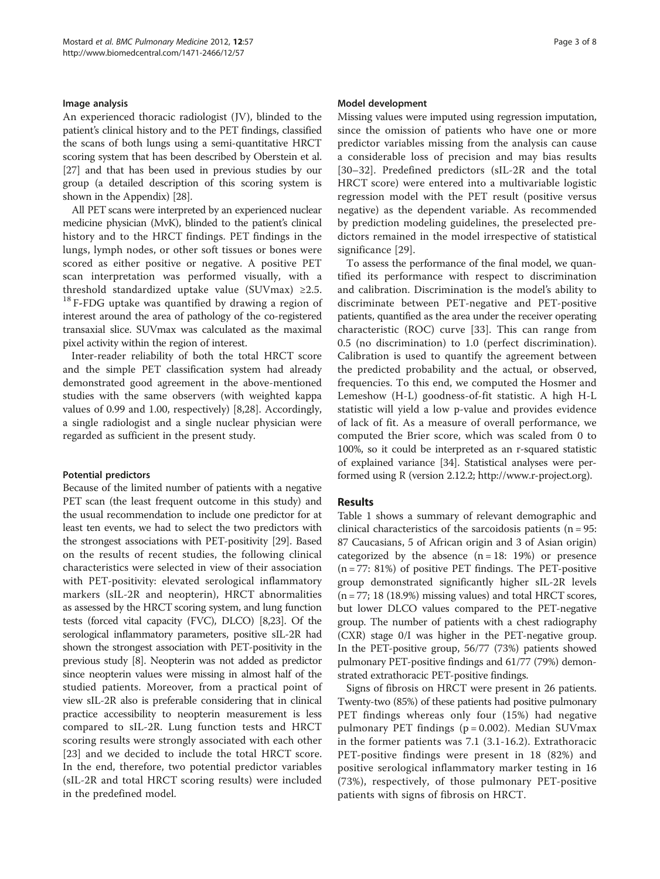### Image analysis

An experienced thoracic radiologist (JV), blinded to the patient's clinical history and to the PET findings, classified the scans of both lungs using a semi-quantitative HRCT scoring system that has been described by Oberstein et al. [27] and that has been used in previous studies by our group (a detailed description of this scoring system is shown in the Appendix) [28].

All PET scans were interpreted by an experienced nuclear medicine physician (MvK), blinded to the patient's clinical history and to the HRCT findings. PET findings in the lungs, lymph nodes, or other soft tissues or bones were scored as either positive or negative. A positive PET scan interpretation was performed visually, with a threshold standardized uptake value (SUVmax) ≥2.5. $^{18}$F-FDG uptake was quantified by drawing a region of interest around the area of pathology of the co-registered transaxial slice. SUVmax was calculated as the maximal pixel activity within the region of interest.

Inter-reader reliability of both the total HRCT score and the simple PET classification system had already demonstrated good agreement in the above-mentioned studies with the same observers (with weighted kappa values of 0.99 and 1.00, respectively) [8,28]. Accordingly, a single radiologist and a single nuclear physician were regarded as sufficient in the present study.

### Potential predictors

Because of the limited number of patients with a negative PET scan (the least frequent outcome in this study) and the usual recommendation to include one predictor for at least ten events, we had to select the two predictors with the strongest associations with PET-positivity [29]. Based on the results of recent studies, the following clinical characteristics were selected in view of their association with PET-positivity: elevated serological inflammatory markers (sIL-2R and neopterin), HRCT abnormalities as assessed by the HRCT scoring system, and lung function tests (forced vital capacity (FVC), DLCO) [8,23]. Of the serological inflammatory parameters, positive sIL-2R had shown the strongest association with PET-positivity in the previous study [8]. Neopterin was not added as predictor since neopterin values were missing in almost half of the studied patients. Moreover, from a practical point of view sIL-2R also is preferable considering that in clinical practice accessibility to neopterin measurement is less compared to sIL-2R. Lung function tests and HRCT scoring results were strongly associated with each other [23] and we decided to include the total HRCT score. In the end, therefore, two potential predictor variables (sIL-2R and total HRCT scoring results) were included in the predefined model.

### Model development

Missing values were imputed using regression imputation, since the omission of patients who have one or more predictor variables missing from the analysis can cause a considerable loss of precision and may bias results [30–32]. Predefined predictors (sIL-2R and the total HRCT score) were entered into a multivariable logistic regression model with the PET result (positive versus negative) as the dependent variable. As recommended by prediction modeling guidelines, the preselected predictors remained in the model irrespective of statistical significance [29].

To assess the performance of the final model, we quantified its performance with respect to discrimination and calibration. Discrimination is the model's ability to discriminate between PET-negative and PET-positive patients, quantified as the area under the receiver operating characteristic (ROC) curve [33]. This can range from 0.5 (no discrimination) to 1.0 (perfect discrimination). Calibration is used to quantify the agreement between the predicted probability and the actual, or observed, frequencies. To this end, we computed the Hosmer and Lemeshow (H-L) goodness-of-fit statistic. A high H-L statistic will yield a low p-value and provides evidence of lack of fit. As a measure of overall performance, we computed the Brier score, which was scaled from 0 to 100%, so it could be interpreted as an r-squared statistic of explained variance [34]. Statistical analyses were performed using R (version 2.12.2; http://www.r-project.org).

## Results

Table 1 shows a summary of relevant demographic and clinical characteristics of the sarcoidosis patients ($n = 95$: 87 Caucasians, 5 of African origin and 3 of Asian origin) categorized by the absence ($n = 18$: 19%) or presence ($n = 77$: 81%) of positive PET findings. The PET-positive group demonstrated significantly higher sIL-2R levels ($n = 77$; 18 (18.9%) missing values) and total HRCT scores, but lower DLCO values compared to the PET-negative group. The number of patients with a chest radiography (CXR) stage 0/I was higher in the PET-negative group. In the PET-positive group, 56/77 (73%) patients showed pulmonary PET-positive findings and 61/77 (79%) demonstrated extrathoracic PET-positive findings.

Signs of fibrosis on HRCT were present in 26 patients. Twenty-two (85%) of these patients had positive pulmonary PET findings whereas only four (15%) had negative pulmonary PET findings ($p = 0.002$). Median SUVmax in the former patients was 7.1 (3.1-16.2). Extrathoracic PET-positive findings were present in 18 (82%) and positive serological inflammatory marker testing in 16 (73%), respectively, of those pulmonary PET-positive patients with signs of fibrosis on HRCT.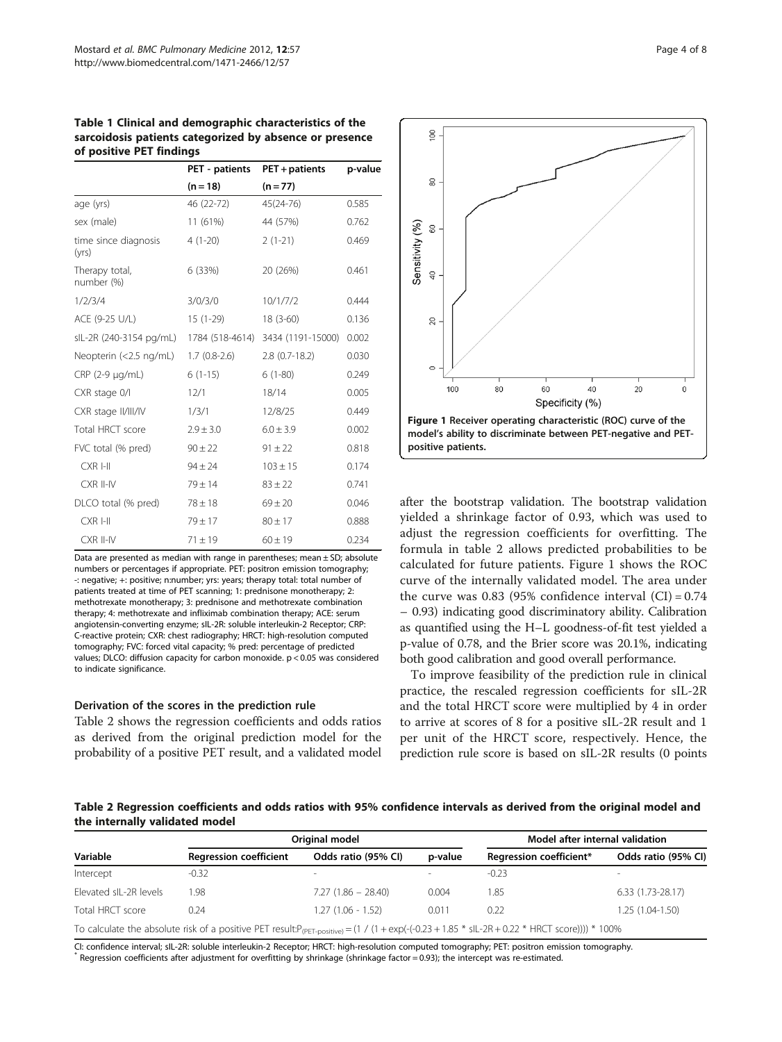**Table 1 Clinical and demographic characteristics of the sarcoidosis patients categorized by absence or presence of positive PET findings**

| | PET - patients | PET + patients | p-value |
|---|---|---|---|
| | (n = 18) | (n = 77) | |
| age (yrs) | 46 (22-72) | 45(24-76) | 0.585 |
| sex (male) | 11 (61%) | 44 (57%) | 0.762 |
| time since diagnosis (yrs) | 4 (1-20) | 2 (1-21) | 0.469 |
| Therapy total, number (%) | 6 (33%) | 20 (26%) | 0.461 |
| 1/2/3/4 | 3/0/3/0 | 10/1/7/2 | 0.444 |
| ACE (9-25 U/L) | 15 (1-29) | 18 (3-60) | 0.136 |
| sIL-2R (240-3154 pg/mL) | 1784 (518-4614) | 3434 (1191-15000) | 0.002 |
| Neopterin (<2.5 ng/mL) | 1.7 (0.8-2.6) | 2.8 (0.7-18.2) | 0.030 |
| CRP (2-9 µg/mL) | 6 (1-15) | 6 (1-80) | 0.249 |
| CXR stage 0/I | 12/1 | 18/14 | 0.005 |
| CXR stage II/III/IV | 1/3/1 | 12/8/25 | 0.449 |
| Total HRCT score | 2.9 ± 3.0 | 6.0 ± 3.9 | 0.002 |
| FVC total (% pred) | 90 ± 22 | 91 ± 22 | 0.818 |
| CXR I-II | 94 ± 24 | 103 ± 15 | 0.174 |
| CXR II-IV | 79 ± 14 | 83 ± 22 | 0.741 |
| DLCO total (% pred) | 78 ± 18 | 69 ± 20 | 0.046 |
| CXR I-II | 79 ± 17 | 80 ± 17 | 0.888 |
| CXR II-IV | 71 ± 19 | 60 ± 19 | 0.234 |

Data are presented as median with range in parentheses; mean ± SD; absolute numbers or percentages if appropriate. PET: positron emission tomography; -: negative; +: positive; n:number; yrs: years; therapy total: total number of patients treated at time of PET scanning; 1: prednisone monotherapy; 2: methotrexate monotherapy; 3: prednisone and methotrexate combination therapy; 4: methotrexate and infliximab combination therapy; ACE: serum angiotensin-converting enzyme; sIL-2R: soluble interleukin-2 Receptor; CRP: C-reactive protein; CXR: chest radiography; HRCT: high-resolution computed tomography; FVC: forced vital capacity; % pred: percentage of predicted values; DLCO: diffusion capacity for carbon monoxide. p < 0.05 was considered to indicate significance.

### Derivation of the scores in the prediction rule

Table 2 shows the regression coefficients and odds ratios as derived from the original prediction model for the probability of a positive PET result, and a validated model after the bootstrap validation. The bootstrap validation yielded a shrinkage factor of 0.93, which was used to adjust the regression coefficients for overfitting. The formula in table 2 allows predicted probabilities to be calculated for future patients. Figure 1 shows the ROC curve of the internally validated model. The area under the curve was 0.83 (95% confidence interval (CI) = 0.74 – 0.93) indicating good discriminatory ability. Calibration as quantified using the H–L goodness-of-fit test yielded a p-value of 0.78, and the Brier score was 20.1%, indicating both good calibration and good overall performance.

**Figure 1** Receiver operating characteristic (ROC) curve of the model's ability to discriminate between PET-negative and PET-positive patients.

To improve feasibility of the prediction rule in clinical practice, the rescaled regression coefficients for sIL-2R and the total HRCT score were multiplied by 4 in order to arrive at scores of 8 for a positive sIL-2R result and 1 per unit of the HRCT score, respectively. Hence, the prediction rule score is based on sIL-2R results (0 points

**Table 2 Regression coefficients and odds ratios with 95% confidence intervals as derived from the original model and the internally validated model**

| Variable | Original model | | | Model after internal validation | |
|---|---|---|---|---|---|
| | Regression coefficient | Odds ratio (95% CI) | p-value | Regression coefficient* | Odds ratio (95% CI) |
| Intercept | -0.32 | - | - | -0.23 | - |
| Elevated sIL-2R levels | 1.98 | 7.27 (1.86 – 28.40) | 0.004 | 1.85 | 6.33 (1.73-28.17) |
| Total HRCT score | 0.24 | 1.27 (1.06 - 1.52) | 0.011 | 0.22 | 1.25 (1.04-1.50) |

To calculate the absolute risk of a positive PET result: $P_{(PET\text{-}positive)} = (1 / (1 + \exp(-(-0.23 + 1.85 * sIL\text{-}2R + 0.22 * HRCT\ score)))) * 100\%$

CI: confidence interval; sIL-2R: soluble interleukin-2 Receptor; HRCT: high-resolution computed tomography; PET: positron emission tomography.
* Regression coefficients after adjustment for overfitting by shrinkage (shrinkage factor = 0.93); the intercept was re-estimated.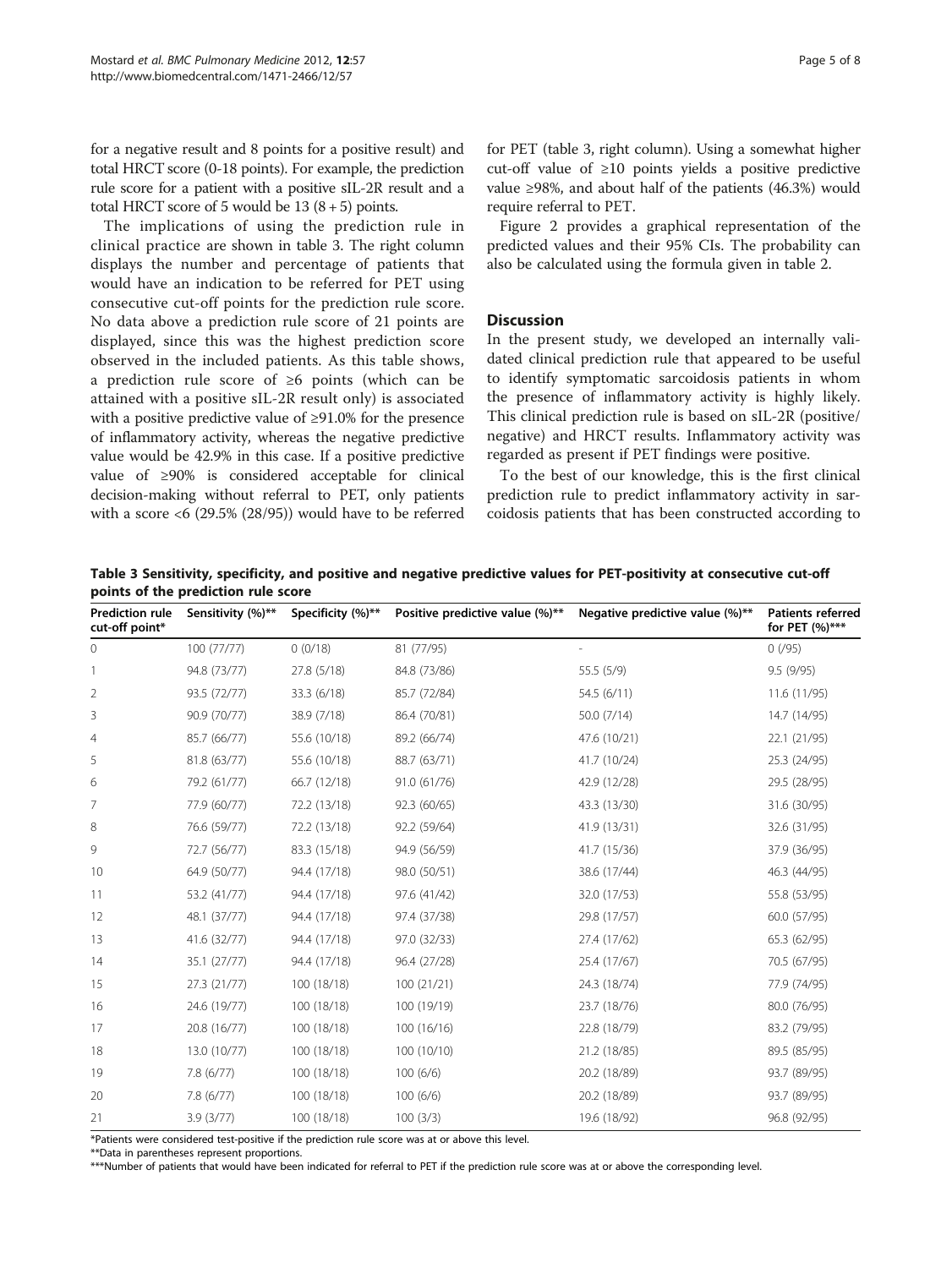for a negative result and 8 points for a positive result) and total HRCT score (0-18 points). For example, the prediction rule score for a patient with a positive sIL-2R result and a total HRCT score of 5 would be 13 (8 + 5) points.

The implications of using the prediction rule in clinical practice are shown in table 3. The right column displays the number and percentage of patients that would have an indication to be referred for PET using consecutive cut-off points for the prediction rule score. No data above a prediction rule score of 21 points are displayed, since this was the highest prediction score observed in the included patients. As this table shows, a prediction rule score of ≥6 points (which can be attained with a positive sIL-2R result only) is associated with a positive predictive value of ≥91.0% for the presence of inflammatory activity, whereas the negative predictive value would be 42.9% in this case. If a positive predictive value of ≥90% is considered acceptable for clinical decision-making without referral to PET, only patients with a score <6 (29.5% (28/95)) would have to be referred for PET (table 3, right column). Using a somewhat higher cut-off value of ≥10 points yields a positive predictive value ≥98%, and about half of the patients (46.3%) would require referral to PET.

Figure 2 provides a graphical representation of the predicted values and their 95% CIs. The probability can also be calculated using the formula given in table 2.

## Discussion

In the present study, we developed an internally validated clinical prediction rule that appeared to be useful to identify symptomatic sarcoidosis patients in whom the presence of inflammatory activity is highly likely. This clinical prediction rule is based on sIL-2R (positive/negative) and HRCT results. Inflammatory activity was regarded as present if PET findings were positive.

To the best of our knowledge, this is the first clinical prediction rule to predict inflammatory activity in sarcoidosis patients that has been constructed according to

**Table 3 Sensitivity, specificity, and positive and negative predictive values for PET-positivity at consecutive cut-off points of the prediction rule score**

| Prediction rule cut-off point* | Sensitivity (%)** | Specificity (%)** | Positive predictive value (%)** | Negative predictive value (%)** | Patients referred for PET (%)*** |
|---|---|---|---|---|---|
| 0 | 100 (77/77) | 0 (0/18) | 81 (77/95) | - | 0 (/95) |
| 1 | 94.8 (73/77) | 27.8 (5/18) | 84.8 (73/86) | 55.5 (5/9) | 9.5 (9/95) |
| 2 | 93.5 (72/77) | 33.3 (6/18) | 85.7 (72/84) | 54.5 (6/11) | 11.6 (11/95) |
| 3 | 90.9 (70/77) | 38.9 (7/18) | 86.4 (70/81) | 50.0 (7/14) | 14.7 (14/95) |
| 4 | 85.7 (66/77) | 55.6 (10/18) | 89.2 (66/74) | 47.6 (10/21) | 22.1 (21/95) |
| 5 | 81.8 (63/77) | 55.6 (10/18) | 88.7 (63/71) | 41.7 (10/24) | 25.3 (24/95) |
| 6 | 79.2 (61/77) | 66.7 (12/18) | 91.0 (61/76) | 42.9 (12/28) | 29.5 (28/95) |
| 7 | 77.9 (60/77) | 72.2 (13/18) | 92.3 (60/65) | 43.3 (13/30) | 31.6 (30/95) |
| 8 | 76.6 (59/77) | 72.2 (13/18) | 92.2 (59/64) | 41.9 (13/31) | 32.6 (31/95) |
| 9 | 72.7 (56/77) | 83.3 (15/18) | 94.9 (56/59) | 41.7 (15/36) | 37.9 (36/95) |
| 10 | 64.9 (50/77) | 94.4 (17/18) | 98.0 (50/51) | 38.6 (17/44) | 46.3 (44/95) |
| 11 | 53.2 (41/77) | 94.4 (17/18) | 97.6 (41/42) | 32.0 (17/53) | 55.8 (53/95) |
| 12 | 48.1 (37/77) | 94.4 (17/18) | 97.4 (37/38) | 29.8 (17/57) | 60.0 (57/95) |
| 13 | 41.6 (32/77) | 94.4 (17/18) | 97.0 (32/33) | 27.4 (17/62) | 65.3 (62/95) |
| 14 | 35.1 (27/77) | 94.4 (17/18) | 96.4 (27/28) | 25.4 (17/67) | 70.5 (67/95) |
| 15 | 27.3 (21/77) | 100 (18/18) | 100 (21/21) | 24.3 (18/74) | 77.9 (74/95) |
| 16 | 24.6 (19/77) | 100 (18/18) | 100 (19/19) | 23.7 (18/76) | 80.0 (76/95) |
| 17 | 20.8 (16/77) | 100 (18/18) | 100 (16/16) | 22.8 (18/79) | 83.2 (79/95) |
| 18 | 13.0 (10/77) | 100 (18/18) | 100 (10/10) | 21.2 (18/85) | 89.5 (85/95) |
| 19 | 7.8 (6/77) | 100 (18/18) | 100 (6/6) | 20.2 (18/89) | 93.7 (89/95) |
| 20 | 7.8 (6/77) | 100 (18/18) | 100 (6/6) | 20.2 (18/89) | 93.7 (89/95) |
| 21 | 3.9 (3/77) | 100 (18/18) | 100 (3/3) | 19.6 (18/92) | 96.8 (92/95) |

*Patients were considered test-positive if the prediction rule score was at or above this level.

**Data in parentheses represent proportions.

***Number of patients that would have been indicated for referral to PET if the prediction rule score was at or above the corresponding level.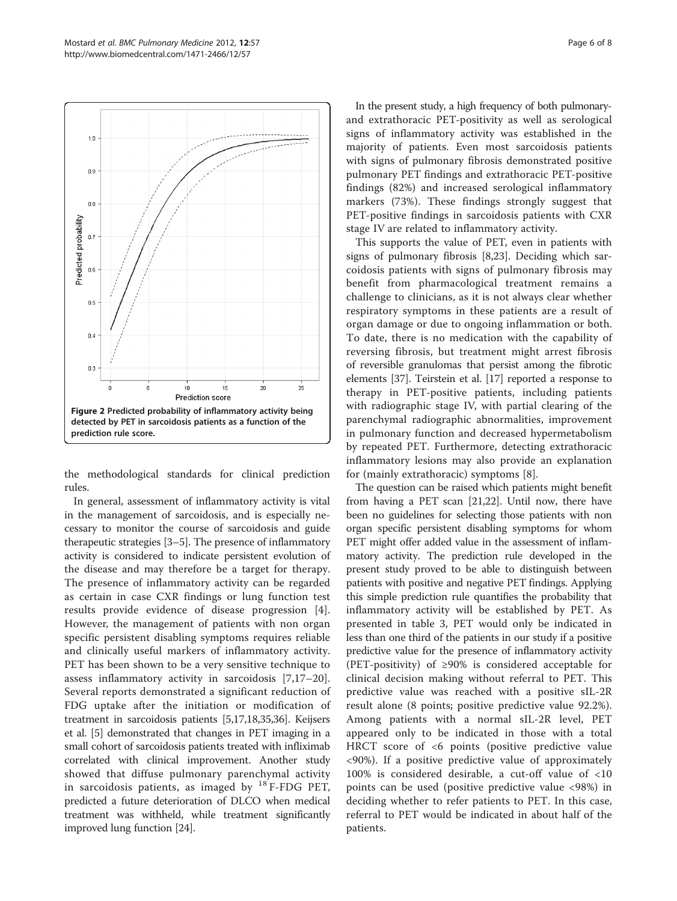Figure 2 Predicted probability of inflammatory activity being detected by PET in sarcoidosis patients as a function of the prediction rule score.

the methodological standards for clinical prediction rules.

In general, assessment of inflammatory activity is vital in the management of sarcoidosis, and is especially necessary to monitor the course of sarcoidosis and guide therapeutic strategies [3–5]. The presence of inflammatory activity is considered to indicate persistent evolution of the disease and may therefore be a target for therapy. The presence of inflammatory activity can be regarded as certain in case CXR findings or lung function test results provide evidence of disease progression [4]. However, the management of patients with non organ specific persistent disabling symptoms requires reliable and clinically useful markers of inflammatory activity. PET has been shown to be a very sensitive technique to assess inflammatory activity in sarcoidosis [7,17–20]. Several reports demonstrated a significant reduction of FDG uptake after the initiation or modification of treatment in sarcoidosis patients [5,17,18,35,36]. Keijsers et al. [5] demonstrated that changes in PET imaging in a small cohort of sarcoidosis patients treated with infliximab correlated with clinical improvement. Another study showed that diffuse pulmonary parenchymal activity in sarcoidosis patients, as imaged by $^{18}$F-FDG PET, predicted a future deterioration of DLCO when medical treatment was withheld, while treatment significantly improved lung function [24].

In the present study, a high frequency of both pulmonary- and extrathoracic PET-positivity as well as serological signs of inflammatory activity was established in the majority of patients. Even most sarcoidosis patients with signs of pulmonary fibrosis demonstrated positive pulmonary PET findings and extrathoracic PET-positive findings (82%) and increased serological inflammatory markers (73%). These findings strongly suggest that PET-positive findings in sarcoidosis patients with CXR stage IV are related to inflammatory activity.

This supports the value of PET, even in patients with signs of pulmonary fibrosis [8,23]. Deciding which sarcoidosis patients with signs of pulmonary fibrosis may benefit from pharmacological treatment remains a challenge to clinicians, as it is not always clear whether respiratory symptoms in these patients are a result of organ damage or due to ongoing inflammation or both. To date, there is no medication with the capability of reversing fibrosis, but treatment might arrest fibrosis of reversible granulomas that persist among the fibrotic elements [37]. Teirstein et al. [17] reported a response to therapy in PET-positive patients, including patients with radiographic stage IV, with partial clearing of the parenchymal radiographic abnormalities, improvement in pulmonary function and decreased hypermetabolism by repeated PET. Furthermore, detecting extrathoracic inflammatory lesions may also provide an explanation for (mainly extrathoracic) symptoms [8].

The question can be raised which patients might benefit from having a PET scan [21,22]. Until now, there have been no guidelines for selecting those patients with non organ specific persistent disabling symptoms for whom PET might offer added value in the assessment of inflammatory activity. The prediction rule developed in the present study proved to be able to distinguish between patients with positive and negative PET findings. Applying this simple prediction rule quantifies the probability that inflammatory activity will be established by PET. As presented in table 3, PET would only be indicated in less than one third of the patients in our study if a positive predictive value for the presence of inflammatory activity (PET-positivity) of ≥90% is considered acceptable for clinical decision making without referral to PET. This predictive value was reached with a positive sIL-2R result alone (8 points; positive predictive value 92.2%). Among patients with a normal sIL-2R level, PET appeared only to be indicated in those with a total HRCT score of <6 points (positive predictive value <90%). If a positive predictive value of approximately 100% is considered desirable, a cut-off value of <10 points can be used (positive predictive value <98%) in deciding whether to refer patients to PET. In this case, referral to PET would be indicated in about half of the patients.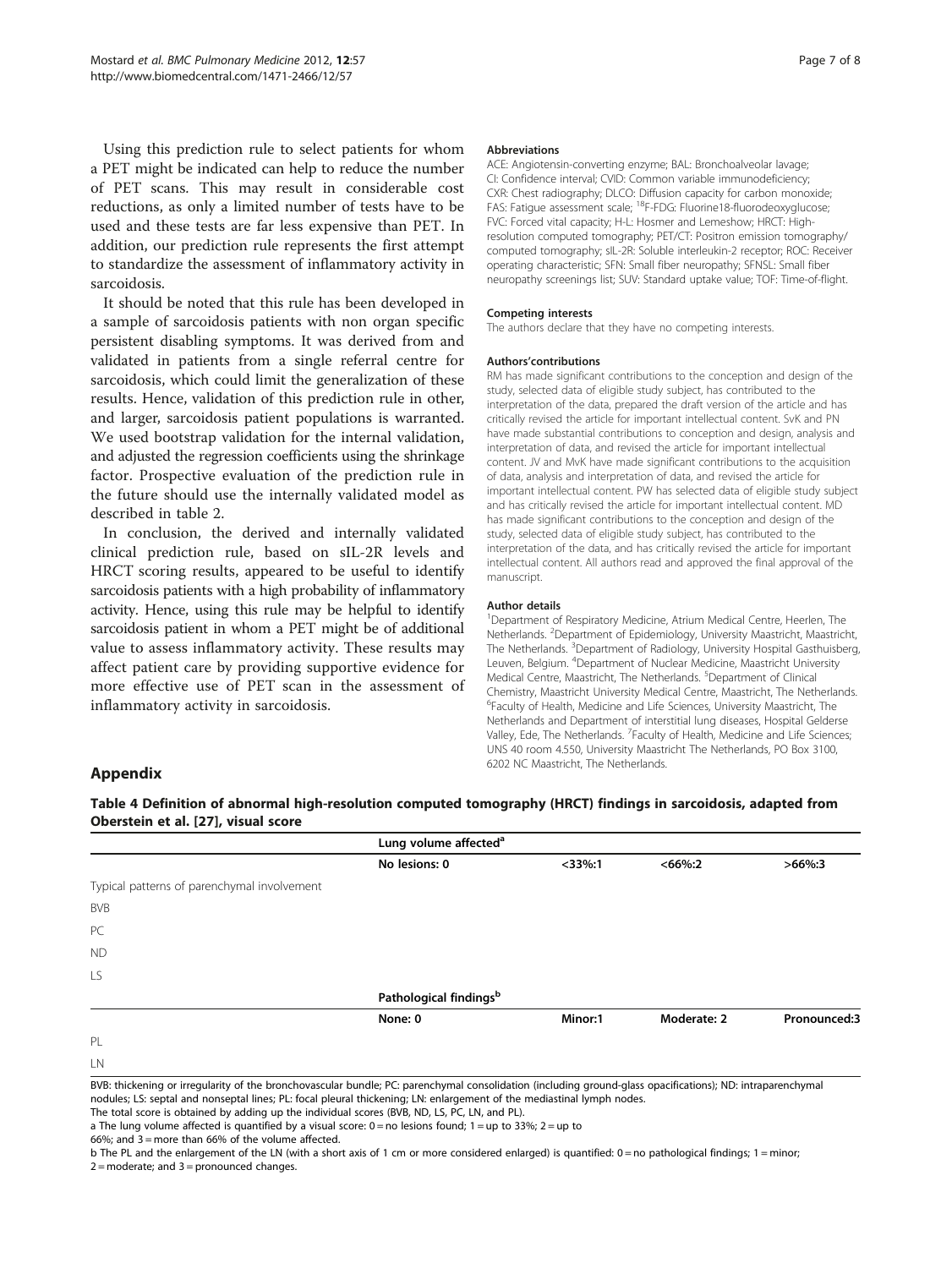Using this prediction rule to select patients for whom a PET might be indicated can help to reduce the number of PET scans. This may result in considerable cost reductions, as only a limited number of tests have to be used and these tests are far less expensive than PET. In addition, our prediction rule represents the first attempt to standardize the assessment of inflammatory activity in sarcoidosis.

It should be noted that this rule has been developed in a sample of sarcoidosis patients with non organ specific persistent disabling symptoms. It was derived from and validated in patients from a single referral centre for sarcoidosis, which could limit the generalization of these results. Hence, validation of this prediction rule in other, and larger, sarcoidosis patient populations is warranted. We used bootstrap validation for the internal validation, and adjusted the regression coefficients using the shrinkage factor. Prospective evaluation of the prediction rule in the future should use the internally validated model as described in table 2.

In conclusion, the derived and internally validated clinical prediction rule, based on sIL-2R levels and HRCT scoring results, appeared to be useful to identify sarcoidosis patients with a high probability of inflammatory activity. Hence, using this rule may be helpful to identify sarcoidosis patient in whom a PET might be of additional value to assess inflammatory activity. These results may affect patient care by providing supportive evidence for more effective use of PET scan in the assessment of inflammatory activity in sarcoidosis.

#### Abbreviations

ACE: Angiotensin-converting enzyme; BAL: Bronchoalveolar lavage; CI: Confidence interval; CVID: Common variable immunodeficiency; CXR: Chest radiography; DLCO: Diffusion capacity for carbon monoxide; FAS: Fatigue assessment scale; $^{18}$F-FDG: Fluorine18-fluorodeoxyglucose; FVC: Forced vital capacity; H-L: Hosmer and Lemeshow; HRCT: High-resolution computed tomography; PET/CT: Positron emission tomography/computed tomography; sIL-2R: Soluble interleukin-2 receptor; ROC: Receiver operating characteristic; SFN: Small fiber neuropathy; SFNSL: Small fiber neuropathy screenings list; SUV: Standard uptake value; TOF: Time-of-flight.

#### Competing interests

The authors declare that they have no competing interests.

#### Authors'contributions

RM has made significant contributions to the conception and design of the study, selected data of eligible study subject, has contributed to the interpretation of the data, prepared the draft version of the article and has critically revised the article for important intellectual content. SvK and PN have made substantial contributions to conception and design, analysis and interpretation of data, and revised the article for important intellectual content. JV and MvK have made significant contributions to the acquisition of data, analysis and interpretation of data, and revised the article for important intellectual content. PW has selected data of eligible study subject and has critically revised the article for important intellectual content. MD has made significant contributions to the conception and design of the study, selected data of eligible study subject, has contributed to the interpretation of the data, and has critically revised the article for important intellectual content. All authors read and approved the final approval of the manuscript.

#### Author details

[1]Department of Respiratory Medicine, Atrium Medical Centre, Heerlen, The Netherlands. [2]Department of Epidemiology, University Maastricht, Maastricht, The Netherlands. [3]Department of Radiology, University Hospital Gasthuisberg, Leuven, Belgium. [4]Department of Nuclear Medicine, Maastricht University Medical Centre, Maastricht, The Netherlands. [5]Department of Clinical Chemistry, Maastricht University Medical Centre, Maastricht, The Netherlands. [6]Faculty of Health, Medicine and Life Sciences, University Maastricht, The Netherlands and Department of interstitial lung diseases, Hospital Gelderse Valley, Ede, The Netherlands. [7]Faculty of Health, Medicine and Life Sciences; UNS 40 room 4.550, University Maastricht The Netherlands, PO Box 3100, 6202 NC Maastricht, The Netherlands.

## Appendix

**Table 4 Definition of abnormal high-resolution computed tomography (HRCT) findings in sarcoidosis, adapted from Oberstein et al. [27], visual score**

| | Lung volume affected[a] | | | |
|---|---|---|---|---|
| | **No lesions: 0** | **<33%:1** | **<66%:2** | **>66%:3** |
| Typical patterns of parenchymal involvement | | | | |
| BVB | | | | |
| PC | | | | |
| ND | | | | |
| LS | | | | |
| | **Pathological findings[b]** | | | |
| | **None: 0** | **Minor:1** | **Moderate: 2** | **Pronounced:3** |
| PL | | | | |
| LN | | | | |

BVB: thickening or irregularity of the bronchovascular bundle; PC: parenchymal consolidation (including ground-glass opacifications); ND: intraparenchymal nodules; LS: septal and nonseptal lines; PL: focal pleural thickening; LN: enlargement of the mediastinal lymph nodes.

The total score is obtained by adding up the individual scores (BVB, ND, LS, PC, LN, and PL).

a The lung volume affected is quantified by a visual score: 0 = no lesions found; 1 = up to 33%; 2 = up to 66%; and 3 = more than 66% of the volume affected.

b The PL and the enlargement of the LN (with a short axis of 1 cm or more considered enlarged) is quantified: 0 = no pathological findings; 1 = minor; 2 = moderate; and 3 = pronounced changes.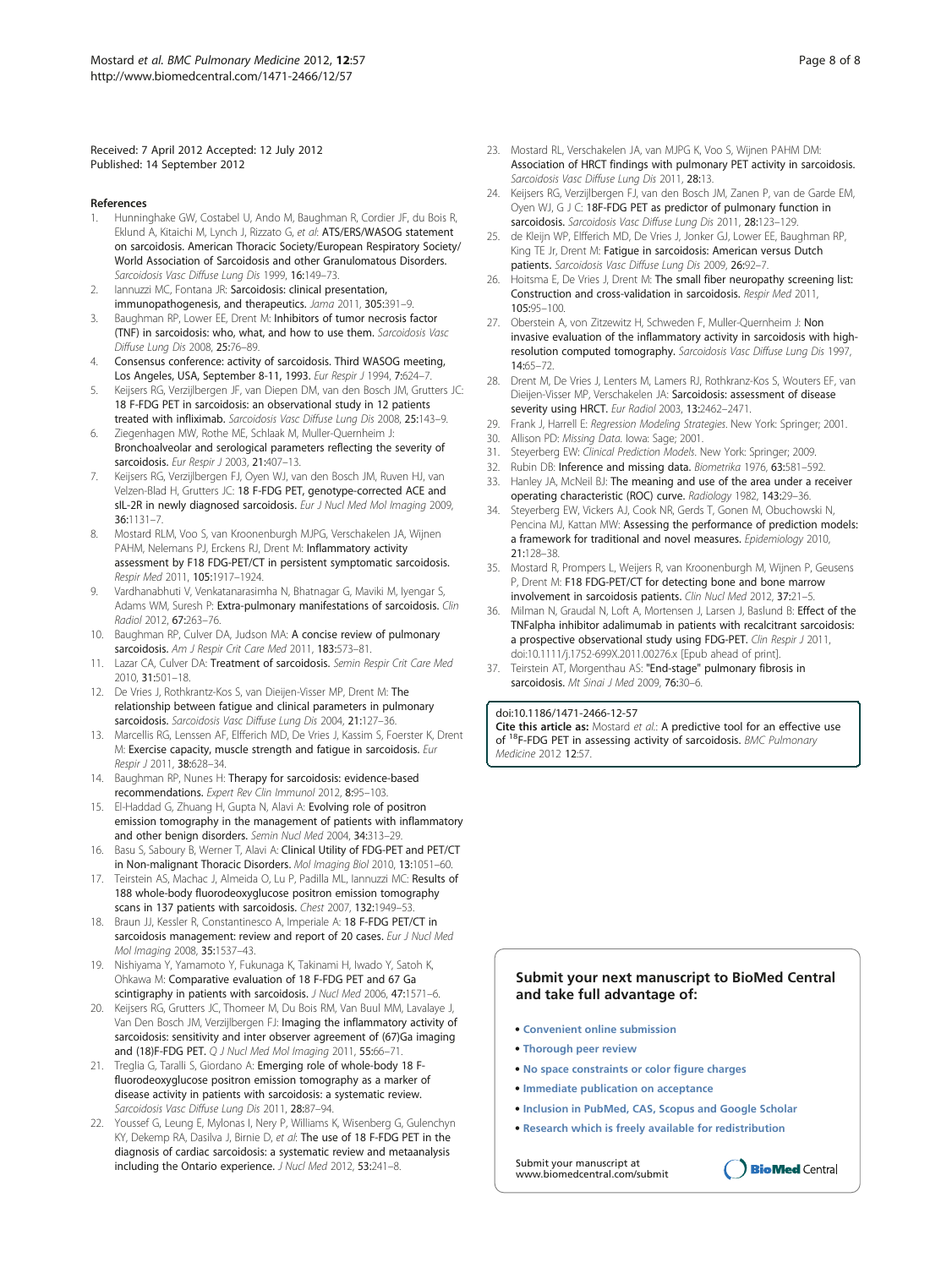Received: 7 April 2012 Accepted: 12 July 2012
Published: 14 September 2012

## References

1. Hunninghake GW, Costabel U, Ando M, Baughman R, Cordier JF, du Bois R, Eklund A, Kitaichi M, Lynch J, Rizzato G, *et al*: **ATS/ERS/WASOG statement on sarcoidosis. American Thoracic Society/European Respiratory Society/ World Association of Sarcoidosis and other Granulomatous Disorders.** *Sarcoidosis Vasc Diffuse Lung Dis* 1999, **16:**149–73.
2. Iannuzzi MC, Fontana JR: **Sarcoidosis: clinical presentation, immunopathogenesis, and therapeutics.** *Jama* 2011, **305:**391–9.
3. Baughman RP, Lower EE, Drent M: **Inhibitors of tumor necrosis factor (TNF) in sarcoidosis: who, what, and how to use them.** *Sarcoidosis Vasc Diffuse Lung Dis* 2008, **25:**76–89.
4. **Consensus conference: activity of sarcoidosis. Third WASOG meeting, Los Angeles, USA, September 8-11, 1993.** *Eur Respir J* 1994, **7:**624–7.
5. Keijsers RG, Verzijlbergen JF, van Diepen DM, van den Bosch JM, Grutters JC: **18 F-FDG PET in sarcoidosis: an observational study in 12 patients treated with infliximab.** *Sarcoidosis Vasc Diffuse Lung Dis* 2008, **25:**143–9.
6. Ziegenhagen MW, Rothe ME, Schlaak M, Muller-Quernheim J: **Bronchoalveolar and serological parameters reflecting the severity of sarcoidosis.** *Eur Respir J* 2003, **21:**407–13.
7. Keijsers RG, Verzijlbergen FJ, Oyen WJ, van den Bosch JM, Ruven HJ, van Velzen-Blad H, Grutters JC: **18 F-FDG PET, genotype-corrected ACE and sIL-2R in newly diagnosed sarcoidosis.** *Eur J Nucl Med Mol Imaging* 2009, **36:**1131–7.
8. Mostard RLM, Voo S, van Kroonenburgh MJPG, Verschakelen JA, Wijnen PAHM, Nelemans PJ, Erckens RJ, Drent M: **Inflammatory activity assessment by F18 FDG-PET/CT in persistent symptomatic sarcoidosis.** *Respir Med* 2011, **105:**1917–1924.
9. Vardhanabhuti V, Venkatanarasimha N, Bhatnagar G, Maviki M, Iyengar S, Adams WM, Suresh P: **Extra-pulmonary manifestations of sarcoidosis.** *Clin Radiol* 2012, **67:**263–76.
10. Baughman RP, Culver DA, Judson MA: **A concise review of pulmonary sarcoidosis.** *Am J Respir Crit Care Med* 2011, **183:**573–81.
11. Lazar CA, Culver DA: **Treatment of sarcoidosis.** *Semin Respir Crit Care Med* 2010, **31:**501–18.
12. De Vries J, Rothkrantz-Kos S, van Dieijen-Visser MP, Drent M: **The relationship between fatigue and clinical parameters in pulmonary sarcoidosis.** *Sarcoidosis Vasc Diffuse Lung Dis* 2004, **21:**127–36.
13. Marcellis RG, Lenssen AF, Elfferich MD, De Vries J, Kassim S, Foerster K, Drent M: **Exercise capacity, muscle strength and fatigue in sarcoidosis.** *Eur Respir J* 2011, **38:**628–34.
14. Baughman RP, Nunes H: **Therapy for sarcoidosis: evidence-based recommendations.** *Expert Rev Clin Immunol* 2012, **8:**95–103.
15. El-Haddad G, Zhuang H, Gupta N, Alavi A: **Evolving role of positron emission tomography in the management of patients with inflammatory and other benign disorders.** *Semin Nucl Med* 2004, **34:**313–29.
16. Basu S, Saboury B, Werner T, Alavi A: **Clinical Utility of FDG-PET and PET/CT in Non-malignant Thoracic Disorders.** *Mol Imaging Biol* 2010, **13:**1051–60.
17. Teirstein AS, Machac J, Almeida O, Lu P, Padilla ML, Iannuzzi MC: **Results of 188 whole-body fluorodeoxyglucose positron emission tomography scans in 137 patients with sarcoidosis.** *Chest* 2007, **132:**1949–53.
18. Braun JJ, Kessler R, Constantinesco A, Imperiale A: **18 F-FDG PET/CT in sarcoidosis management: review and report of 20 cases.** *Eur J Nucl Med Mol Imaging* 2008, **35:**1537–43.
19. Nishiyama Y, Yamamoto Y, Fukunaga K, Takinami H, Iwado Y, Satoh K, Ohkawa M: **Comparative evaluation of 18 F-FDG PET and 67 Ga scintigraphy in patients with sarcoidosis.** *J Nucl Med* 2006, **47:**1571–6.
20. Keijsers RG, Grutters JC, Thomeer M, Du Bois RM, Van Buul MM, Lavalaye J, Van Den Bosch JM, Verzijlbergen FJ: **Imaging the inflammatory activity of sarcoidosis: sensitivity and inter observer agreement of (67)Ga imaging and (18)F-FDG PET.** *Q J Nucl Med Mol Imaging* 2011, **55:**66–71.
21. Treglia G, Taralli S, Giordano A: **Emerging role of whole-body 18 F-fluorodeoxyglucose positron emission tomography as a marker of disease activity in patients with sarcoidosis: a systematic review.** *Sarcoidosis Vasc Diffuse Lung Dis* 2011, **28:**87–94.
22. Youssef G, Leung E, Mylonas I, Nery P, Williams K, Wisenberg G, Gulenchyn KY, Dekemp RA, Dasilva J, Birnie D, *et al*: **The use of 18 F-FDG PET in the diagnosis of cardiac sarcoidosis: a systematic review and metaanalysis including the Ontario experience.** *J Nucl Med* 2012, **53:**241–8.
23. Mostard RL, Verschakelen JA, van MJPG K, Voo S, Wijnen PAHM DM: **Association of HRCT findings with pulmonary PET activity in sarcoidosis.** *Sarcoidosis Vasc Diffuse Lung Dis* 2011, **28:**13.
24. Keijsers RG, Verzijlbergen FJ, van den Bosch JM, Zanen P, van de Garde EM, Oyen WJ, G J C: **18F-FDG PET as predictor of pulmonary function in sarcoidosis.** *Sarcoidosis Vasc Diffuse Lung Dis* 2011, **28:**123–129.
25. de Kleijn WP, Elfferich MD, De Vries J, Jonker GJ, Lower EE, Baughman RP, King TE Jr, Drent M: **Fatigue in sarcoidosis: American versus Dutch patients.** *Sarcoidosis Vasc Diffuse Lung Dis* 2009, **26:**92–7.
26. Hoitsma E, De Vries J, Drent M: **The small fiber neuropathy screening list: Construction and cross-validation in sarcoidosis.** *Respir Med* 2011, **105:**95–100.
27. Oberstein A, von Zitzewitz H, Schweden F, Muller-Quernheim J: **Non invasive evaluation of the inflammatory activity in sarcoidosis with high-resolution computed tomography.** *Sarcoidosis Vasc Diffuse Lung Dis* 1997, **14:**65–72.
28. Drent M, De Vries J, Lenters M, Lamers RJ, Rothkranz-Kos S, Wouters EF, van Dieijen-Visser MP, Verschakelen JA: **Sarcoidosis: assessment of disease severity using HRCT.** *Eur Radiol* 2003, **13:**2462–2471.
29. Frank J, Harrell E: *Regression Modeling Strategies*. New York: Springer; 2001.
30. Allison PD: *Missing Data*. Iowa: Sage; 2001.
31. Steyerberg EW: *Clinical Prediction Models*. New York: Springer; 2009.
32. Rubin DB: **Inference and missing data.** *Biometrika* 1976, **63:**581–592.
33. Hanley JA, McNeil BJ: **The meaning and use of the area under a receiver operating characteristic (ROC) curve.** *Radiology* 1982, **143:**29–36.
34. Steyerberg EW, Vickers AJ, Cook NR, Gerds T, Gonen M, Obuchowski N, Pencina MJ, Kattan MW: **Assessing the performance of prediction models: a framework for traditional and novel measures.** *Epidemiology* 2010, **21:**128–38.
35. Mostard R, Prompers L, Weijers R, van Kroonenburgh M, Wijnen P, Geusens P, Drent M: **F18 FDG-PET/CT for detecting bone and bone marrow involvement in sarcoidosis patients.** *Clin Nucl Med* 2012, **37:**21–5.
36. Milman N, Graudal N, Loft A, Mortensen J, Larsen J, Baslund B: **Effect of the TNFalpha inhibitor adalimumab in patients with recalcitrant sarcoidosis: a prospective observational study using FDG-PET.** *Clin Respir J* 2011, doi:10.1111/j.1752-699X.2011.00276.x [Epub ahead of print].
37. Teirstein AT, Morgenthau AS: **"End-stage" pulmonary fibrosis in sarcoidosis.** *Mt Sinai J Med* 2009, **76:**30–6.

doi:10.1186/1471-2466-12-57

**Cite this article as:** Mostard *et al.*: A predictive tool for an effective use of [18]F-FDG PET in assessing activity of sarcoidosis. *BMC Pulmonary Medicine* 2012 **12**:57.

**Submit your next manuscript to BioMed Central and take full advantage of:**

- **Convenient online submission**
- **Thorough peer review**
- **No space constraints or color figure charges**
- **Immediate publication on acceptance**
- **Inclusion in PubMed, CAS, Scopus and Google Scholar**
- **Research which is freely available for redistribution**

Submit your manuscript at
www.biomedcentral.com/submit

BioMed Central